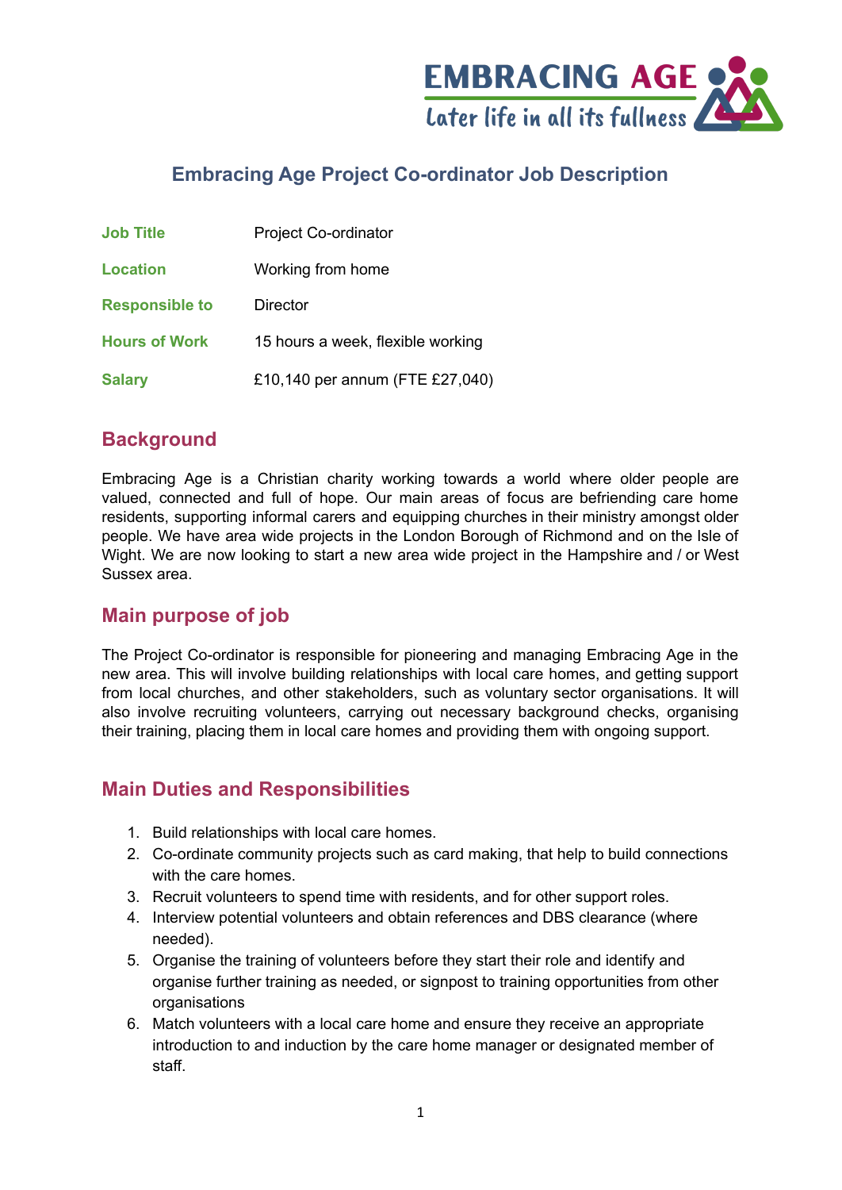# Embracing Age Project Co-ordinator Job Description

| | |
|---|---|
| **Job Title** | Project Co-ordinator |
| **Location** | Working from home |
| **Responsible to** | Director |
| **Hours of Work** | 15 hours a week, flexible working |
| **Salary** | £10,140 per annum (FTE £27,040) |

## Background

Embracing Age is a Christian charity working towards a world where older people are valued, connected and full of hope. Our main areas of focus are befriending care home residents, supporting informal carers and equipping churches in their ministry amongst older people. We have area wide projects in the London Borough of Richmond and on the Isle of Wight. We are now looking to start a new area wide project in the Hampshire and / or West Sussex area.

## Main purpose of job

The Project Co-ordinator is responsible for pioneering and managing Embracing Age in the new area. This will involve building relationships with local care homes, and getting support from local churches, and other stakeholders, such as voluntary sector organisations. It will also involve recruiting volunteers, carrying out necessary background checks, organising their training, placing them in local care homes and providing them with ongoing support.

## Main Duties and Responsibilities

1. Build relationships with local care homes.
2. Co-ordinate community projects such as card making, that help to build connections with the care homes.
3. Recruit volunteers to spend time with residents, and for other support roles.
4. Interview potential volunteers and obtain references and DBS clearance (where needed).
5. Organise the training of volunteers before they start their role and identify and organise further training as needed, or signpost to training opportunities from other organisations
6. Match volunteers with a local care home and ensure they receive an appropriate introduction to and induction by the care home manager or designated member of staff.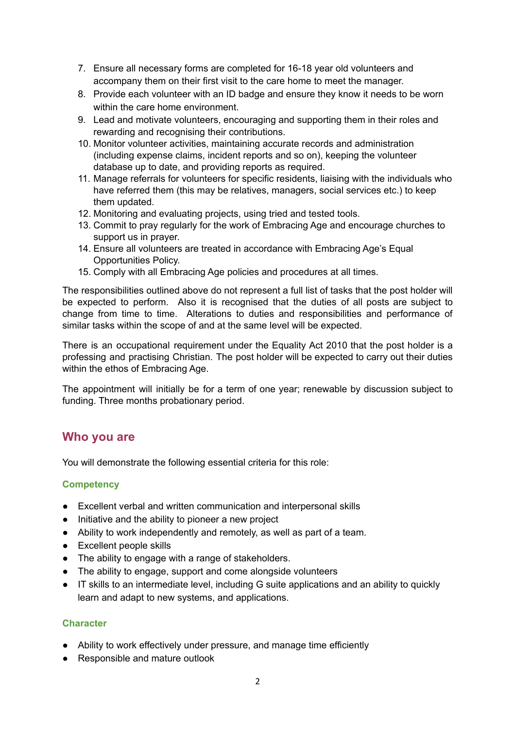7. Ensure all necessary forms are completed for 16-18 year old volunteers and accompany them on their first visit to the care home to meet the manager.
8. Provide each volunteer with an ID badge and ensure they know it needs to be worn within the care home environment.
9. Lead and motivate volunteers, encouraging and supporting them in their roles and rewarding and recognising their contributions.
10. Monitor volunteer activities, maintaining accurate records and administration (including expense claims, incident reports and so on), keeping the volunteer database up to date, and providing reports as required.
11. Manage referrals for volunteers for specific residents, liaising with the individuals who have referred them (this may be relatives, managers, social services etc.) to keep them updated.
12. Monitoring and evaluating projects, using tried and tested tools.
13. Commit to pray regularly for the work of Embracing Age and encourage churches to support us in prayer.
14. Ensure all volunteers are treated in accordance with Embracing Age's Equal Opportunities Policy.
15. Comply with all Embracing Age policies and procedures at all times.

The responsibilities outlined above do not represent a full list of tasks that the post holder will be expected to perform. Also it is recognised that the duties of all posts are subject to change from time to time. Alterations to duties and responsibilities and performance of similar tasks within the scope of and at the same level will be expected.

There is an occupational requirement under the Equality Act 2010 that the post holder is a professing and practising Christian. The post holder will be expected to carry out their duties within the ethos of Embracing Age.

The appointment will initially be for a term of one year; renewable by discussion subject to funding. Three months probationary period.

## Who you are

You will demonstrate the following essential criteria for this role:

### Competency

- Excellent verbal and written communication and interpersonal skills
- Initiative and the ability to pioneer a new project
- Ability to work independently and remotely, as well as part of a team.
- Excellent people skills
- The ability to engage with a range of stakeholders.
- The ability to engage, support and come alongside volunteers
- IT skills to an intermediate level, including G suite applications and an ability to quickly learn and adapt to new systems, and applications.

### Character

- Ability to work effectively under pressure, and manage time efficiently
- Responsible and mature outlook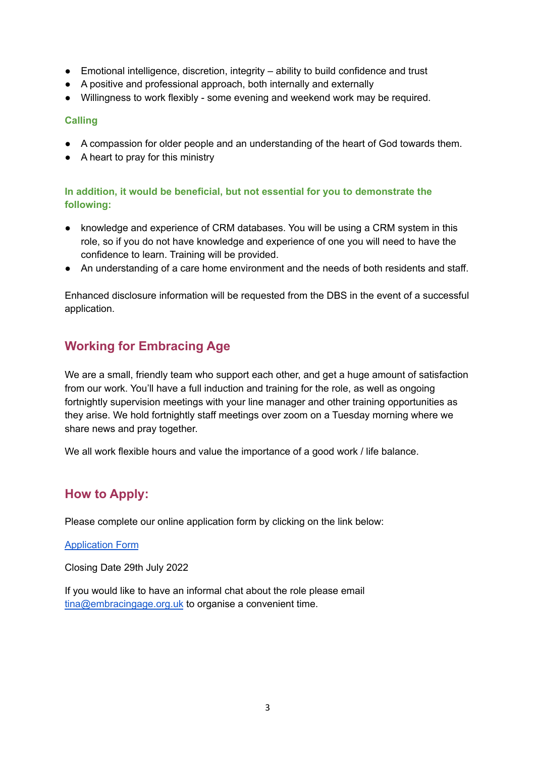- Emotional intelligence, discretion, integrity – ability to build confidence and trust
- A positive and professional approach, both internally and externally
- Willingness to work flexibly - some evening and weekend work may be required.

### Calling

- A compassion for older people and an understanding of the heart of God towards them.
- A heart to pray for this ministry

### In addition, it would be beneficial, but not essential for you to demonstrate the following:

- knowledge and experience of CRM databases. You will be using a CRM system in this role, so if you do not have knowledge and experience of one you will need to have the confidence to learn. Training will be provided.
- An understanding of a care home environment and the needs of both residents and staff.

Enhanced disclosure information will be requested from the DBS in the event of a successful application.

## Working for Embracing Age

We are a small, friendly team who support each other, and get a huge amount of satisfaction from our work. You'll have a full induction and training for the role, as well as ongoing fortnightly supervision meetings with your line manager and other training opportunities as they arise. We hold fortnightly staff meetings over zoom on a Tuesday morning where we share news and pray together.

We all work flexible hours and value the importance of a good work / life balance.

## How to Apply:

Please complete our online application form by clicking on the link below:

[Application Form]

Closing Date 29th July 2022

If you would like to have an informal chat about the role please email tina@embracingage.org.uk to organise a convenient time.